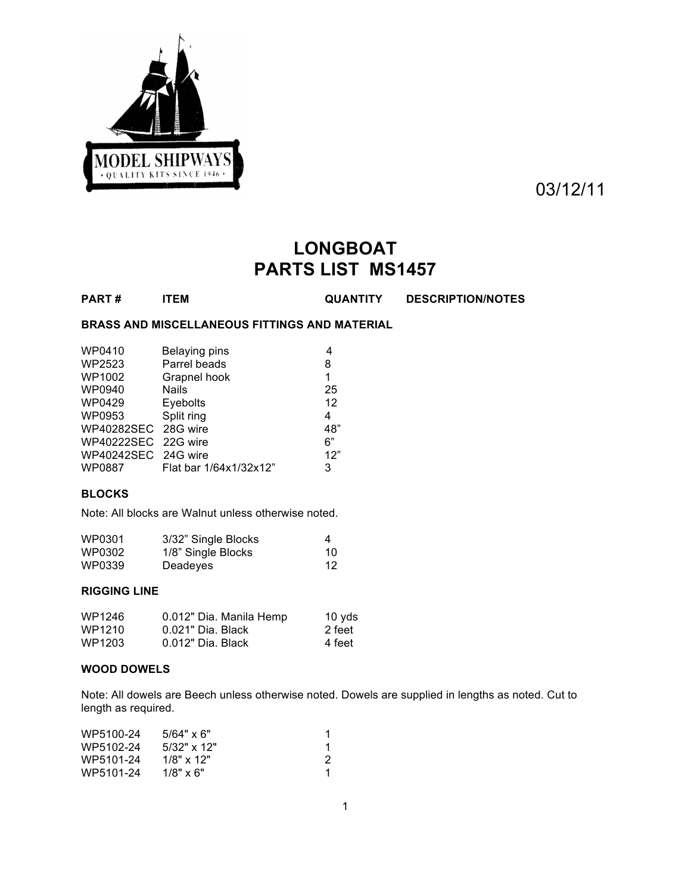MODEL SHIPWAYS

• QUALITY KITS SINCE 1946 •

03/12/11

# LONGBOAT
# PARTS LIST MS1457

**PART # ITEM QUANTITY DESCRIPTION/NOTES**

### BRASS AND MISCELLANEOUS FITTINGS AND MATERIAL

| PART # | ITEM | QUANTITY | DESCRIPTION/NOTES |
|---|---|---|---|
| WP0410 | Belaying pins | 4 | |
| WP2523 | Parrel beads | 8 | |
| WP1002 | Grapnel hook | 1 | |
| WP0940 | Nails | 25 | |
| WP0429 | Eyebolts | 12 | |
| WP0953 | Split ring | 4 | |
| WP40282SEC | 28G wire | 48" | |
| WP40222SEC | 22G wire | 6" | |
| WP40242SEC | 24G wire | 12" | |
| WP0887 | Flat bar 1/64x1/32x12" | 3 | |

### BLOCKS

Note: All blocks are Walnut unless otherwise noted.

| PART # | ITEM | QUANTITY | DESCRIPTION/NOTES |
|---|---|---|---|
| WP0301 | 3/32" Single Blocks | 4 | |
| WP0302 | 1/8" Single Blocks | 10 | |
| WP0339 | Deadeyes | 12 | |

### RIGGING LINE

| PART # | ITEM | QUANTITY | DESCRIPTION/NOTES |
|---|---|---|---|
| WP1246 | 0.012" Dia. Manila Hemp | 10 yds | |
| WP1210 | 0.021" Dia. Black | 2 feet | |
| WP1203 | 0.012" Dia. Black | 4 feet | |

### WOOD DOWELS

Note: All dowels are Beech unless otherwise noted. Dowels are supplied in lengths as noted. Cut to length as required.

| PART # | ITEM | QUANTITY | DESCRIPTION/NOTES |
|---|---|---|---|
| WP5100-24 | 5/64" x 6" | 1 | |
| WP5102-24 | 5/32" x 12" | 1 | |
| WP5101-24 | 1/8" x 12" | 2 | |
| WP5101-24 | 1/8" x 6" | 1 | |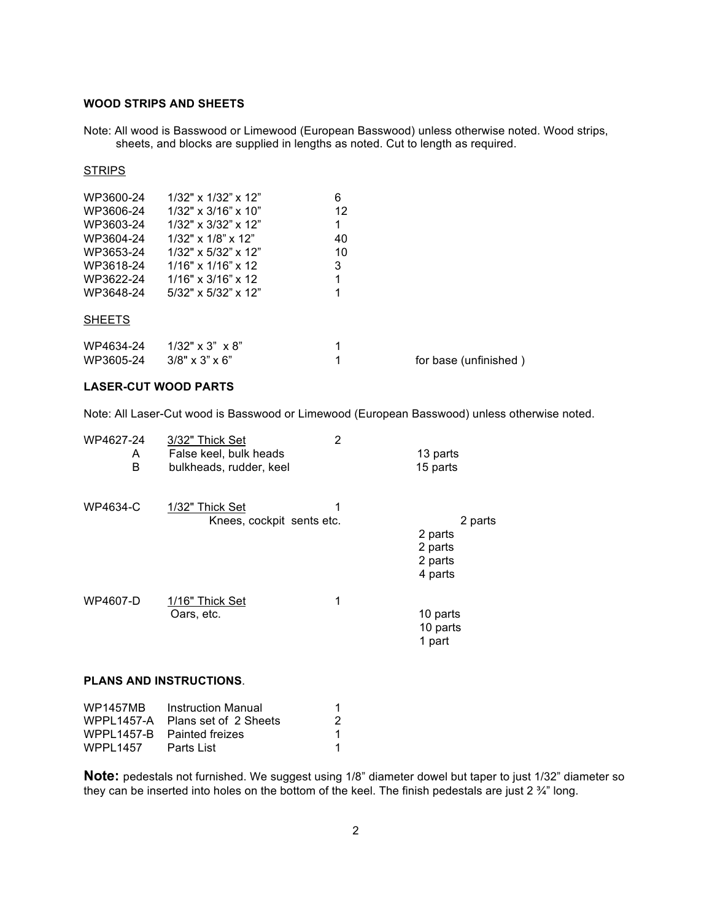**WOOD STRIPS AND SHEETS**

Note: All wood is Basswood or Limewood (European Basswood) unless otherwise noted. Wood strips, sheets, and blocks are supplied in lengths as noted. Cut to length as required.

STRIPS

| | | | |
|---|---|---|---|
| WP3600-24 | 1/32" x 1/32" x 12" | 6 | |
| WP3606-24 | 1/32" x 3/16" x 10" | 12 | |
| WP3603-24 | 1/32" x 3/32" x 12" | 1 | |
| WP3604-24 | 1/32" x 1/8" x 12" | 40 | |
| WP3653-24 | 1/32" x 5/32" x 12" | 10 | |
| WP3618-24 | 1/16" x 1/16" x 12 | 3 | |
| WP3622-24 | 1/16" x 3/16" x 12 | 1 | |
| WP3648-24 | 5/32" x 5/32" x 12" | 1 | |

SHEETS

| | | | |
|---|---|---|---|
| WP4634-24 | 1/32" x 3" x 8" | 1 | |
| WP3605-24 | 3/8" x 3" x 6" | 1 | for base (unfinished ) |

**LASER-CUT WOOD PARTS**

Note: All Laser-Cut wood is Basswood or Limewood (European Basswood) unless otherwise noted.

| | | | |
|---|---|---|---|
| WP4627-24 | 3/32" Thick Set | 2 | |
| A | False keel, bulk heads | | 13 parts |
| B | bulkheads, rudder, keel | | 15 parts |
| WP4634-C | 1/32" Thick Set | 1 | |
| | Knees, cockpit sents etc. | | 2 parts |
| | | | 2 parts |
| | | | 2 parts |
| | | | 2 parts |
| | | | 4 parts |
| WP4607-D | 1/16" Thick Set | 1 | |
| | Oars, etc. | | 10 parts |
| | | | 10 parts |
| | | | 1 part |

**PLANS AND INSTRUCTIONS**.

| | | |
|---|---|---|
| WP1457MB | Instruction Manual | 1 |
| WPPL1457-A | Plans set of 2 Sheets | 2 |
| WPPL1457-B | Painted freizes | 1 |
| WPPL1457 | Parts List | 1 |

**Note:** pedestals not furnished. We suggest using 1/8" diameter dowel but taper to just 1/32" diameter so they can be inserted into holes on the bottom of the keel. The finish pedestals are just 2 ¾" long.